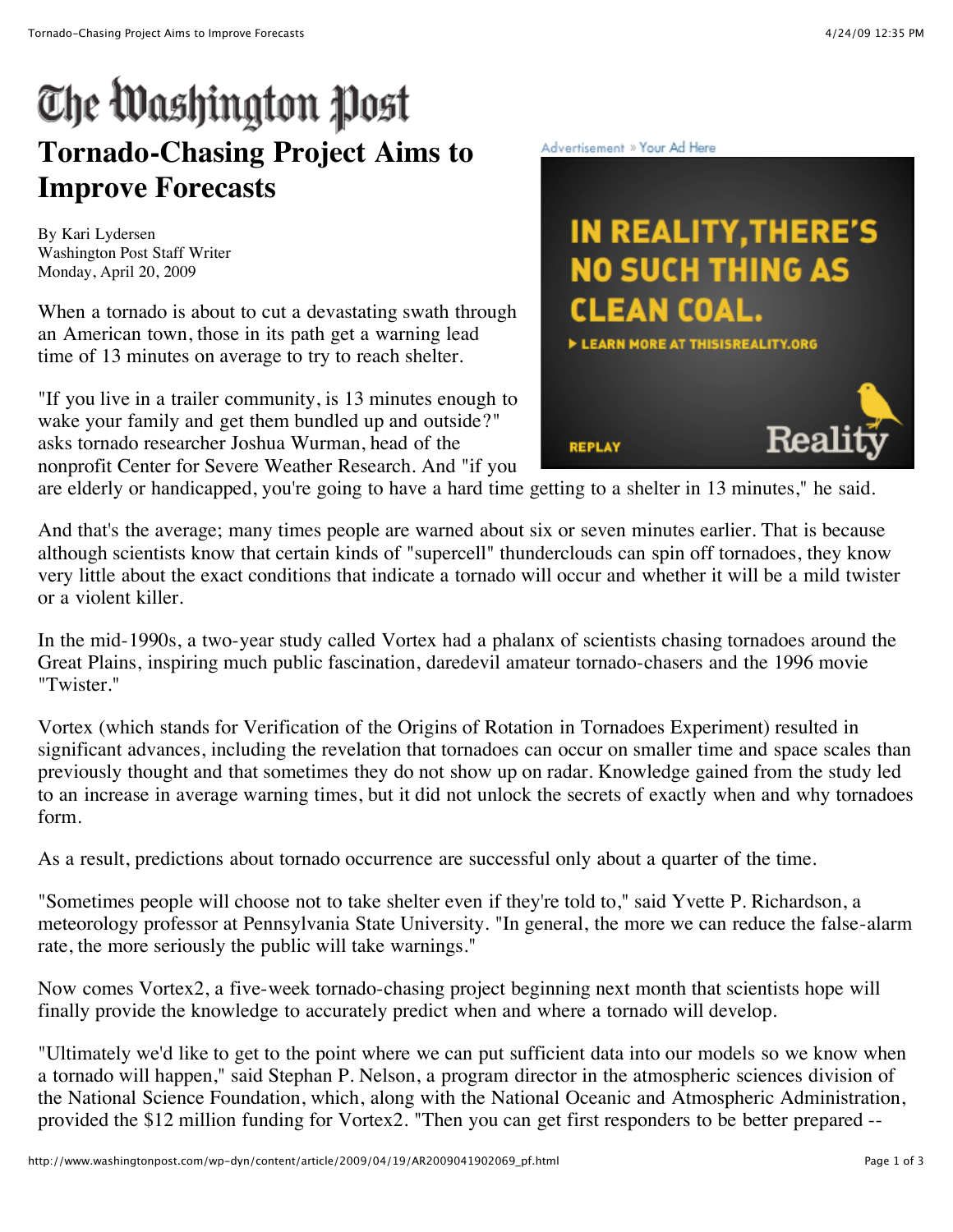# The Washington Post

## Tornado-Chasing Project Aims to Improve Forecasts

By Kari Lydersen
Washington Post Staff Writer
Monday, April 20, 2009

When a tornado is about to cut a devastating swath through an American town, those in its path get a warning lead time of 13 minutes on average to try to reach shelter.

"If you live in a trailer community, is 13 minutes enough to wake your family and get them bundled up and outside?" asks tornado researcher Joshua Wurman, head of the nonprofit Center for Severe Weather Research. And "if you are elderly or handicapped, you're going to have a hard time getting to a shelter in 13 minutes," he said.

And that's the average; many times people are warned about six or seven minutes earlier. That is because although scientists know that certain kinds of "supercell" thunderclouds can spin off tornadoes, they know very little about the exact conditions that indicate a tornado will occur and whether it will be a mild twister or a violent killer.

In the mid-1990s, a two-year study called Vortex had a phalanx of scientists chasing tornadoes around the Great Plains, inspiring much public fascination, daredevil amateur tornado-chasers and the 1996 movie "Twister."

Vortex (which stands for Verification of the Origins of Rotation in Tornadoes Experiment) resulted in significant advances, including the revelation that tornadoes can occur on smaller time and space scales than previously thought and that sometimes they do not show up on radar. Knowledge gained from the study led to an increase in average warning times, but it did not unlock the secrets of exactly when and why tornadoes form.

As a result, predictions about tornado occurrence are successful only about a quarter of the time.

"Sometimes people will choose not to take shelter even if they're told to," said Yvette P. Richardson, a meteorology professor at Pennsylvania State University. "In general, the more we can reduce the false-alarm rate, the more seriously the public will take warnings."

Now comes Vortex2, a five-week tornado-chasing project beginning next month that scientists hope will finally provide the knowledge to accurately predict when and where a tornado will develop.

"Ultimately we'd like to get to the point where we can put sufficient data into our models so we know when a tornado will happen," said Stephan P. Nelson, a program director in the atmospheric sciences division of the National Science Foundation, which, along with the National Oceanic and Atmospheric Administration, provided the $12 million funding for Vortex2. "Then you can get first responders to be better prepared --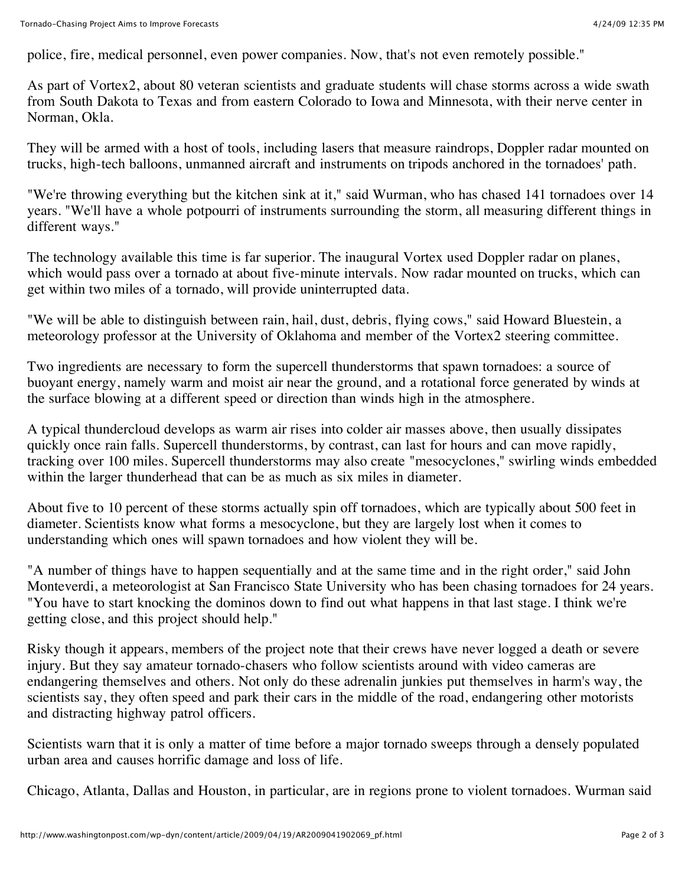police, fire, medical personnel, even power companies. Now, that's not even remotely possible."

As part of Vortex2, about 80 veteran scientists and graduate students will chase storms across a wide swath from South Dakota to Texas and from eastern Colorado to Iowa and Minnesota, with their nerve center in Norman, Okla.

They will be armed with a host of tools, including lasers that measure raindrops, Doppler radar mounted on trucks, high-tech balloons, unmanned aircraft and instruments on tripods anchored in the tornadoes' path.

"We're throwing everything but the kitchen sink at it," said Wurman, who has chased 141 tornadoes over 14 years. "We'll have a whole potpourri of instruments surrounding the storm, all measuring different things in different ways."

The technology available this time is far superior. The inaugural Vortex used Doppler radar on planes, which would pass over a tornado at about five-minute intervals. Now radar mounted on trucks, which can get within two miles of a tornado, will provide uninterrupted data.

"We will be able to distinguish between rain, hail, dust, debris, flying cows," said Howard Bluestein, a meteorology professor at the University of Oklahoma and member of the Vortex2 steering committee.

Two ingredients are necessary to form the supercell thunderstorms that spawn tornadoes: a source of buoyant energy, namely warm and moist air near the ground, and a rotational force generated by winds at the surface blowing at a different speed or direction than winds high in the atmosphere.

A typical thundercloud develops as warm air rises into colder air masses above, then usually dissipates quickly once rain falls. Supercell thunderstorms, by contrast, can last for hours and can move rapidly, tracking over 100 miles. Supercell thunderstorms may also create "mesocyclones," swirling winds embedded within the larger thunderhead that can be as much as six miles in diameter.

About five to 10 percent of these storms actually spin off tornadoes, which are typically about 500 feet in diameter. Scientists know what forms a mesocyclone, but they are largely lost when it comes to understanding which ones will spawn tornadoes and how violent they will be.

"A number of things have to happen sequentially and at the same time and in the right order," said John Monteverdi, a meteorologist at San Francisco State University who has been chasing tornadoes for 24 years. "You have to start knocking the dominos down to find out what happens in that last stage. I think we're getting close, and this project should help."

Risky though it appears, members of the project note that their crews have never logged a death or severe injury. But they say amateur tornado-chasers who follow scientists around with video cameras are endangering themselves and others. Not only do these adrenalin junkies put themselves in harm's way, the scientists say, they often speed and park their cars in the middle of the road, endangering other motorists and distracting highway patrol officers.

Scientists warn that it is only a matter of time before a major tornado sweeps through a densely populated urban area and causes horrific damage and loss of life.

Chicago, Atlanta, Dallas and Houston, in particular, are in regions prone to violent tornadoes. Wurman said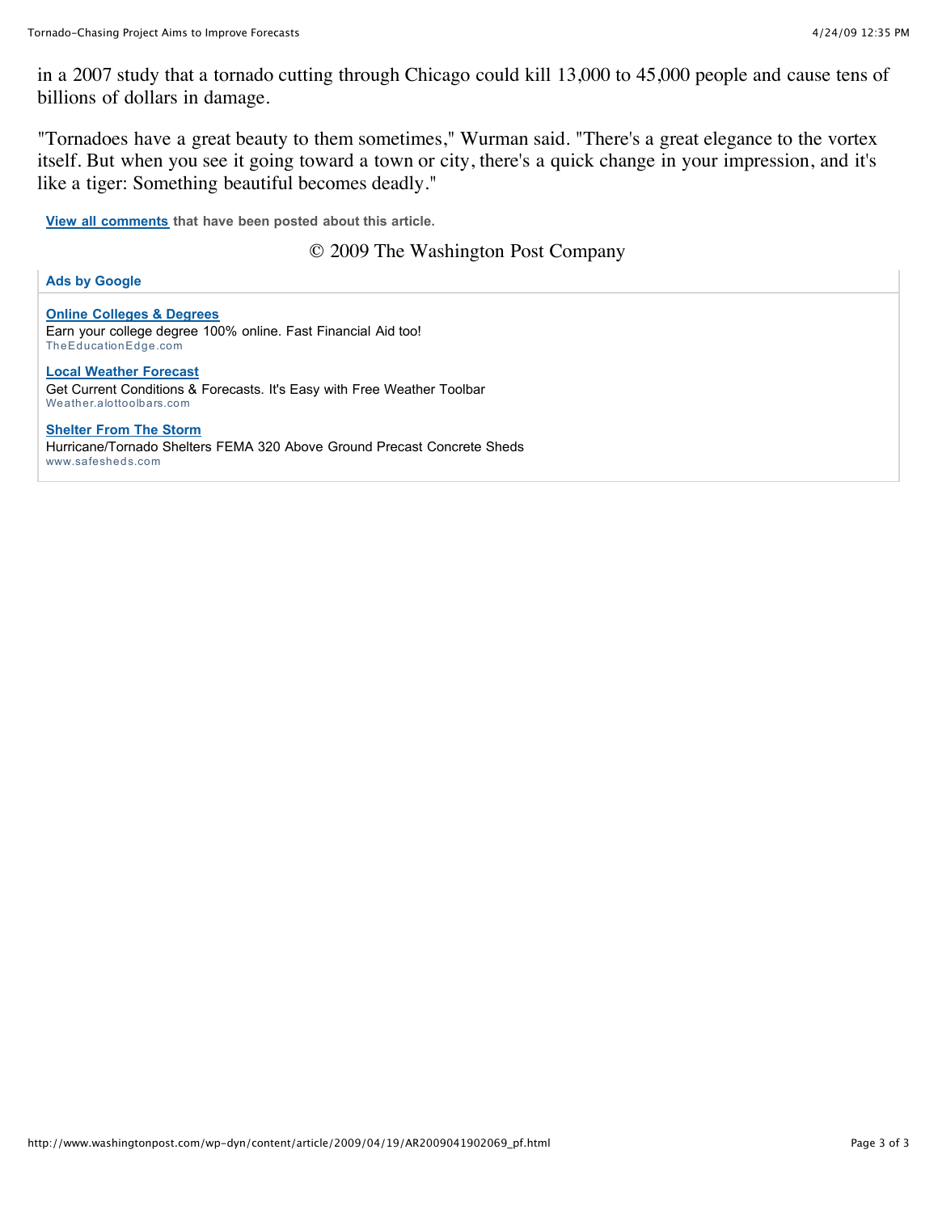in a 2007 study that a tornado cutting through Chicago could kill 13,000 to 45,000 people and cause tens of billions of dollars in damage.

"Tornadoes have a great beauty to them sometimes," Wurman said. "There's a great elegance to the vortex itself. But when you see it going toward a town or city, there's a quick change in your impression, and it's like a tiger: Something beautiful becomes deadly."

**View all comments that have been posted about this article.**

© 2009 The Washington Post Company

**Ads by Google**

**Online Colleges & Degrees**
Earn your college degree 100% online. Fast Financial Aid too!
TheEducationEdge.com

**Local Weather Forecast**
Get Current Conditions & Forecasts. It's Easy with Free Weather Toolbar
Weather.alottoolbars.com

**Shelter From The Storm**
Hurricane/Tornado Shelters FEMA 320 Above Ground Precast Concrete Sheds
www.safesheds.com